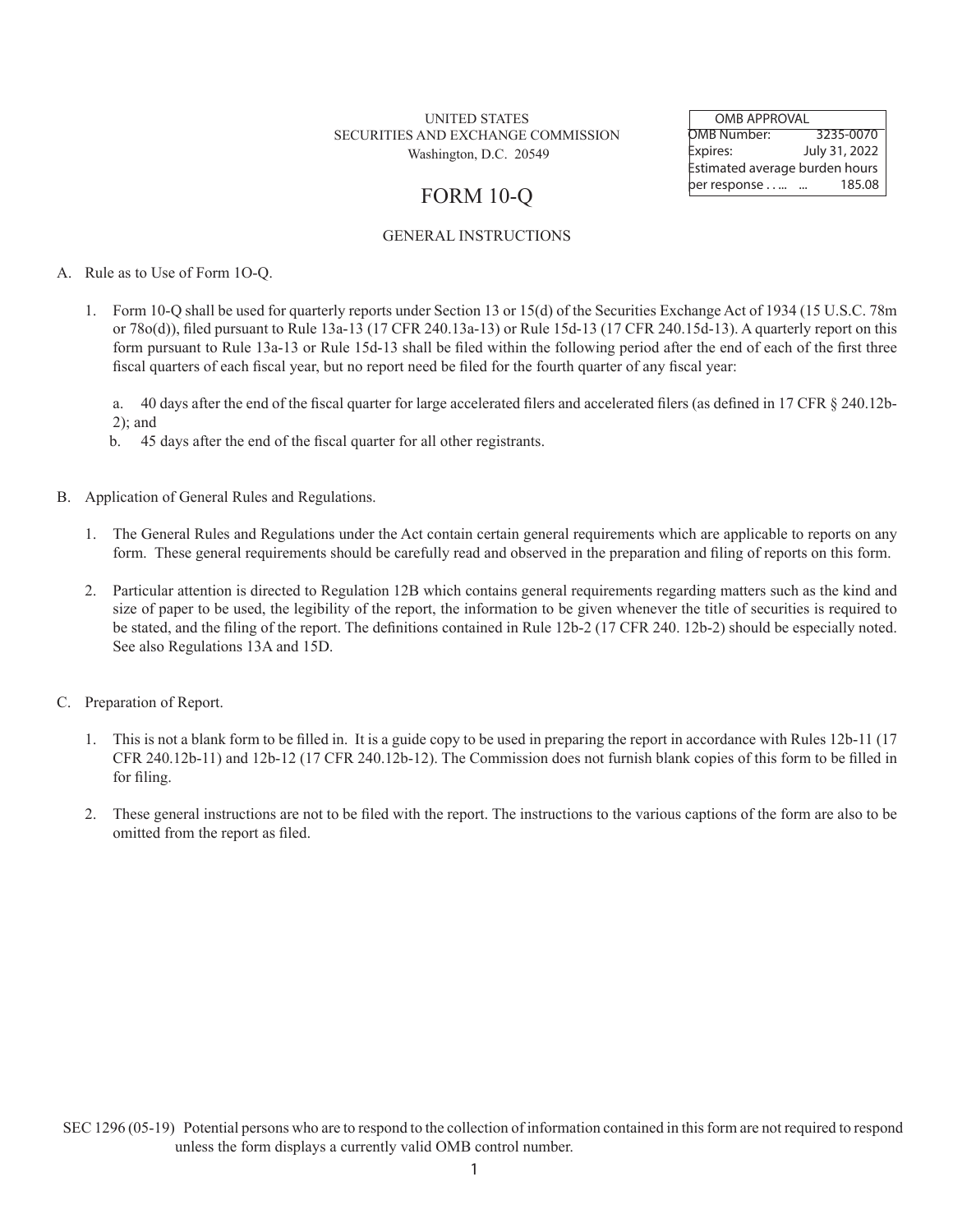UNITED STATES
SECURITIES AND EXCHANGE COMMISSION
Washington, D.C. 20549

| OMB APPROVAL | |
|---|---|
| OMB Number: | 3235-0070 |
| Expires: | July 31, 2022 |
| Estimated average burden hours per response . . ... ... | 185.08 |

# FORM 10-Q

## GENERAL INSTRUCTIONS

A. Rule as to Use of Form 1O-Q.

1. Form 10-Q shall be used for quarterly reports under Section 13 or 15(d) of the Securities Exchange Act of 1934 (15 U.S.C. 78m or 78o(d)), filed pursuant to Rule 13a-13 (17 CFR 240.13a-13) or Rule 15d-13 (17 CFR 240.15d-13). A quarterly report on this form pursuant to Rule 13a-13 or Rule 15d-13 shall be filed within the following period after the end of each of the first three fiscal quarters of each fiscal year, but no report need be filed for the fourth quarter of any fiscal year:

   a. 40 days after the end of the fiscal quarter for large accelerated filers and accelerated filers (as defined in 17 CFR § 240.12b-2); and

   b. 45 days after the end of the fiscal quarter for all other registrants.

B. Application of General Rules and Regulations.

1. The General Rules and Regulations under the Act contain certain general requirements which are applicable to reports on any form. These general requirements should be carefully read and observed in the preparation and filing of reports on this form.

2. Particular attention is directed to Regulation 12B which contains general requirements regarding matters such as the kind and size of paper to be used, the legibility of the report, the information to be given whenever the title of securities is required to be stated, and the filing of the report. The definitions contained in Rule 12b-2 (17 CFR 240. 12b-2) should be especially noted. See also Regulations 13A and 15D.

C. Preparation of Report.

1. This is not a blank form to be filled in. It is a guide copy to be used in preparing the report in accordance with Rules 12b-11 (17 CFR 240.12b-11) and 12b-12 (17 CFR 240.12b-12). The Commission does not furnish blank copies of this form to be filled in for filing.

2. These general instructions are not to be filed with the report. The instructions to the various captions of the form are also to be omitted from the report as filed.

SEC 1296 (05-19) Potential persons who are to respond to the collection of information contained in this form are not required to respond unless the form displays a currently valid OMB control number.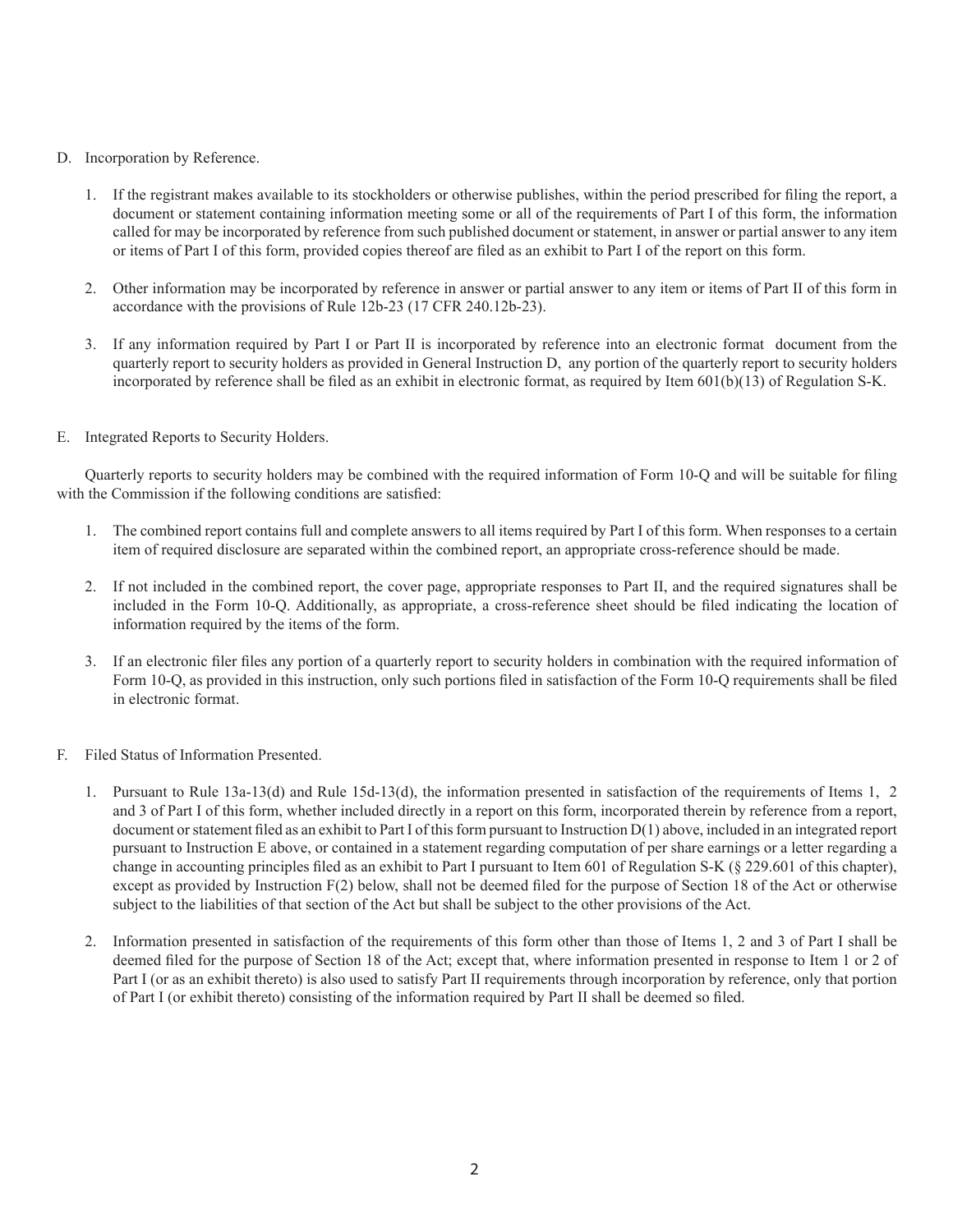D. Incorporation by Reference.

1. If the registrant makes available to its stockholders or otherwise publishes, within the period prescribed for filing the report, a document or statement containing information meeting some or all of the requirements of Part I of this form, the information called for may be incorporated by reference from such published document or statement, in answer or partial answer to any item or items of Part I of this form, provided copies thereof are filed as an exhibit to Part I of the report on this form.

2. Other information may be incorporated by reference in answer or partial answer to any item or items of Part II of this form in accordance with the provisions of Rule 12b-23 (17 CFR 240.12b-23).

3. If any information required by Part I or Part II is incorporated by reference into an electronic format document from the quarterly report to security holders as provided in General Instruction D, any portion of the quarterly report to security holders incorporated by reference shall be filed as an exhibit in electronic format, as required by Item 601(b)(13) of Regulation S-K.

E. Integrated Reports to Security Holders.

Quarterly reports to security holders may be combined with the required information of Form 10-Q and will be suitable for filing with the Commission if the following conditions are satisfied:

1. The combined report contains full and complete answers to all items required by Part I of this form. When responses to a certain item of required disclosure are separated within the combined report, an appropriate cross-reference should be made.

2. If not included in the combined report, the cover page, appropriate responses to Part II, and the required signatures shall be included in the Form 10-Q. Additionally, as appropriate, a cross-reference sheet should be filed indicating the location of information required by the items of the form.

3. If an electronic filer files any portion of a quarterly report to security holders in combination with the required information of Form 10-Q, as provided in this instruction, only such portions filed in satisfaction of the Form 10-Q requirements shall be filed in electronic format.

F. Filed Status of Information Presented.

1. Pursuant to Rule 13a-13(d) and Rule 15d-13(d), the information presented in satisfaction of the requirements of Items 1, 2 and 3 of Part I of this form, whether included directly in a report on this form, incorporated therein by reference from a report, document or statement filed as an exhibit to Part I of this form pursuant to Instruction D(1) above, included in an integrated report pursuant to Instruction E above, or contained in a statement regarding computation of per share earnings or a letter regarding a change in accounting principles filed as an exhibit to Part I pursuant to Item 601 of Regulation S-K (§ 229.601 of this chapter), except as provided by Instruction F(2) below, shall not be deemed filed for the purpose of Section 18 of the Act or otherwise subject to the liabilities of that section of the Act but shall be subject to the other provisions of the Act.

2. Information presented in satisfaction of the requirements of this form other than those of Items 1, 2 and 3 of Part I shall be deemed filed for the purpose of Section 18 of the Act; except that, where information presented in response to Item 1 or 2 of Part I (or as an exhibit thereto) is also used to satisfy Part II requirements through incorporation by reference, only that portion of Part I (or exhibit thereto) consisting of the information required by Part II shall be deemed so filed.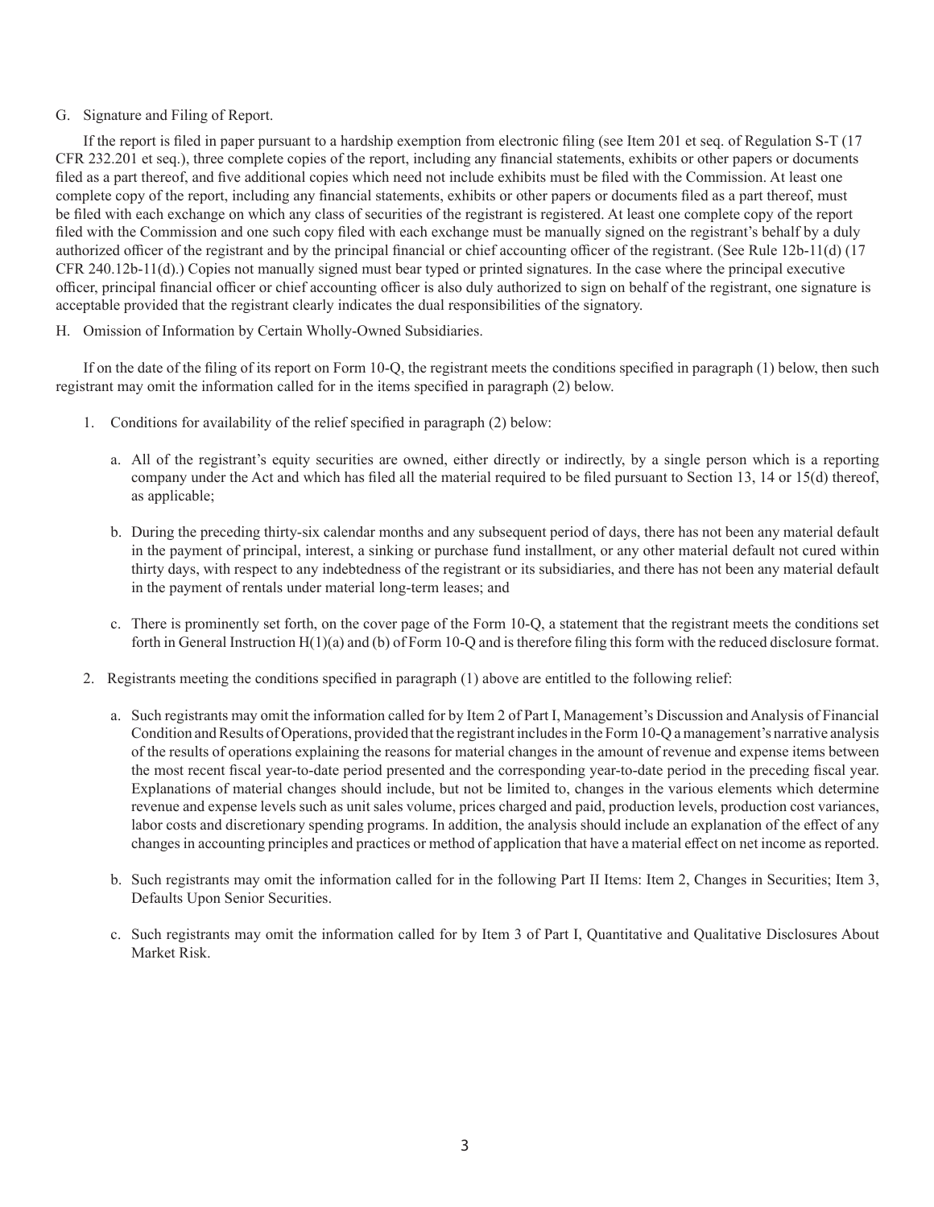G. Signature and Filing of Report.

If the report is filed in paper pursuant to a hardship exemption from electronic filing (see Item 201 et seq. of Regulation S-T (17 CFR 232.201 et seq.), three complete copies of the report, including any financial statements, exhibits or other papers or documents filed as a part thereof, and five additional copies which need not include exhibits must be filed with the Commission. At least one complete copy of the report, including any financial statements, exhibits or other papers or documents filed as a part thereof, must be filed with each exchange on which any class of securities of the registrant is registered. At least one complete copy of the report filed with the Commission and one such copy filed with each exchange must be manually signed on the registrant's behalf by a duly authorized officer of the registrant and by the principal financial or chief accounting officer of the registrant. (See Rule 12b-11(d) (17 CFR 240.12b-11(d).) Copies not manually signed must bear typed or printed signatures. In the case where the principal executive officer, principal financial officer or chief accounting officer is also duly authorized to sign on behalf of the registrant, one signature is acceptable provided that the registrant clearly indicates the dual responsibilities of the signatory.

H. Omission of Information by Certain Wholly-Owned Subsidiaries.

If on the date of the filing of its report on Form 10-Q, the registrant meets the conditions specified in paragraph (1) below, then such registrant may omit the information called for in the items specified in paragraph (2) below.

1. Conditions for availability of the relief specified in paragraph (2) below:

   a. All of the registrant's equity securities are owned, either directly or indirectly, by a single person which is a reporting company under the Act and which has filed all the material required to be filed pursuant to Section 13, 14 or 15(d) thereof, as applicable;

   b. During the preceding thirty-six calendar months and any subsequent period of days, there has not been any material default in the payment of principal, interest, a sinking or purchase fund installment, or any other material default not cured within thirty days, with respect to any indebtedness of the registrant or its subsidiaries, and there has not been any material default in the payment of rentals under material long-term leases; and

   c. There is prominently set forth, on the cover page of the Form 10-Q, a statement that the registrant meets the conditions set forth in General Instruction H(1)(a) and (b) of Form 10-Q and is therefore filing this form with the reduced disclosure format.

2. Registrants meeting the conditions specified in paragraph (1) above are entitled to the following relief:

   a. Such registrants may omit the information called for by Item 2 of Part I, Management's Discussion and Analysis of Financial Condition and Results of Operations, provided that the registrant includes in the Form 10-Q a management's narrative analysis of the results of operations explaining the reasons for material changes in the amount of revenue and expense items between the most recent fiscal year-to-date period presented and the corresponding year-to-date period in the preceding fiscal year. Explanations of material changes should include, but not be limited to, changes in the various elements which determine revenue and expense levels such as unit sales volume, prices charged and paid, production levels, production cost variances, labor costs and discretionary spending programs. In addition, the analysis should include an explanation of the effect of any changes in accounting principles and practices or method of application that have a material effect on net income as reported.

   b. Such registrants may omit the information called for in the following Part II Items: Item 2, Changes in Securities; Item 3, Defaults Upon Senior Securities.

   c. Such registrants may omit the information called for by Item 3 of Part I, Quantitative and Qualitative Disclosures About Market Risk.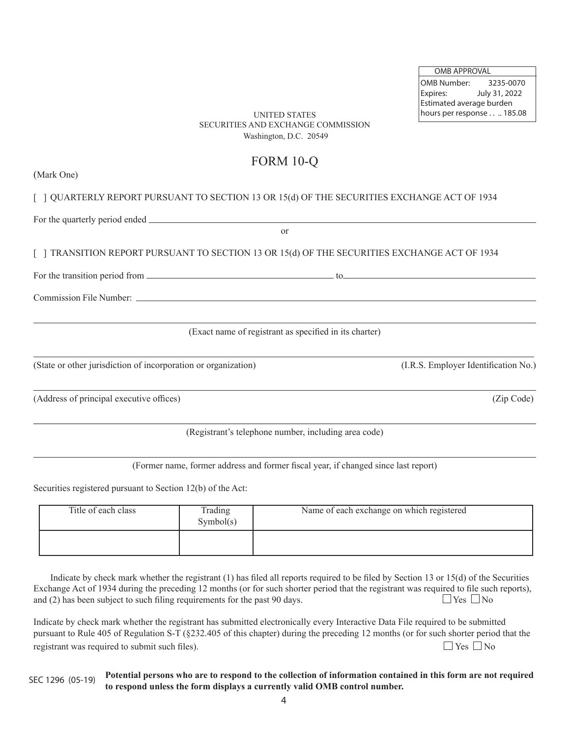| OMB APPROVAL |
| --- |
| OMB Number: 3235-0070 |
| Expires: July 31, 2022 |
| Estimated average burden hours per response . . .. 185.08 |

UNITED STATES
SECURITIES AND EXCHANGE COMMISSION
Washington, D.C. 20549

# FORM 10-Q

(Mark One)

[ ] QUARTERLY REPORT PURSUANT TO SECTION 13 OR 15(d) OF THE SECURITIES EXCHANGE ACT OF 1934

For the quarterly period ended \_\_\_\_\_\_\_\_\_\_\_\_\_\_\_\_\_\_\_\_\_\_\_\_\_\_\_\_\_\_

or

[ ] TRANSITION REPORT PURSUANT TO SECTION 13 OR 15(d) OF THE SECURITIES EXCHANGE ACT OF 1934

For the transition period from \_\_\_\_\_\_\_\_\_\_\_\_\_\_\_\_\_\_\_\_ to \_\_\_\_\_\_\_\_\_\_\_\_\_\_\_\_\_\_\_\_

Commission File Number: \_\_\_\_\_\_\_\_\_\_\_\_\_\_\_\_\_\_\_\_\_\_\_\_\_\_\_\_\_\_

\_\_\_\_\_\_\_\_\_\_\_\_\_\_\_\_\_\_\_\_\_\_\_\_\_\_\_\_\_\_\_\_\_\_\_\_\_\_\_\_
(Exact name of registrant as specified in its charter)

\_\_\_\_\_\_\_\_\_\_\_\_\_\_\_\_\_\_\_\_\_\_\_\_\_\_\_\_\_\_\_\_\_\_\_\_\_\_\_\_
(State or other jurisdiction of incorporation or organization) (I.R.S. Employer Identification No.)

\_\_\_\_\_\_\_\_\_\_\_\_\_\_\_\_\_\_\_\_\_\_\_\_\_\_\_\_\_\_\_\_\_\_\_\_\_\_\_\_
(Address of principal executive offices) (Zip Code)

\_\_\_\_\_\_\_\_\_\_\_\_\_\_\_\_\_\_\_\_\_\_\_\_\_\_\_\_\_\_\_\_\_\_\_\_\_\_\_\_
(Registrant's telephone number, including area code)

\_\_\_\_\_\_\_\_\_\_\_\_\_\_\_\_\_\_\_\_\_\_\_\_\_\_\_\_\_\_\_\_\_\_\_\_\_\_\_\_
(Former name, former address and former fiscal year, if changed since last report)

Securities registered pursuant to Section 12(b) of the Act:

| Title of each class | Trading Symbol(s) | Name of each exchange on which registered |
| --- | --- | --- |
| | | |

Indicate by check mark whether the registrant (1) has filed all reports required to be filed by Section 13 or 15(d) of the Securities Exchange Act of 1934 during the preceding 12 months (or for such shorter period that the registrant was required to file such reports), and (2) has been subject to such filing requirements for the past 90 days. ☐ Yes ☐ No

Indicate by check mark whether the registrant has submitted electronically every Interactive Data File required to be submitted pursuant to Rule 405 of Regulation S-T (§232.405 of this chapter) during the preceding 12 months (or for such shorter period that the registrant was required to submit such files). ☐ Yes ☐ No

SEC 1296 (05-19) **Potential persons who are to respond to the collection of information contained in this form are not required to respond unless the form displays a currently valid OMB control number.**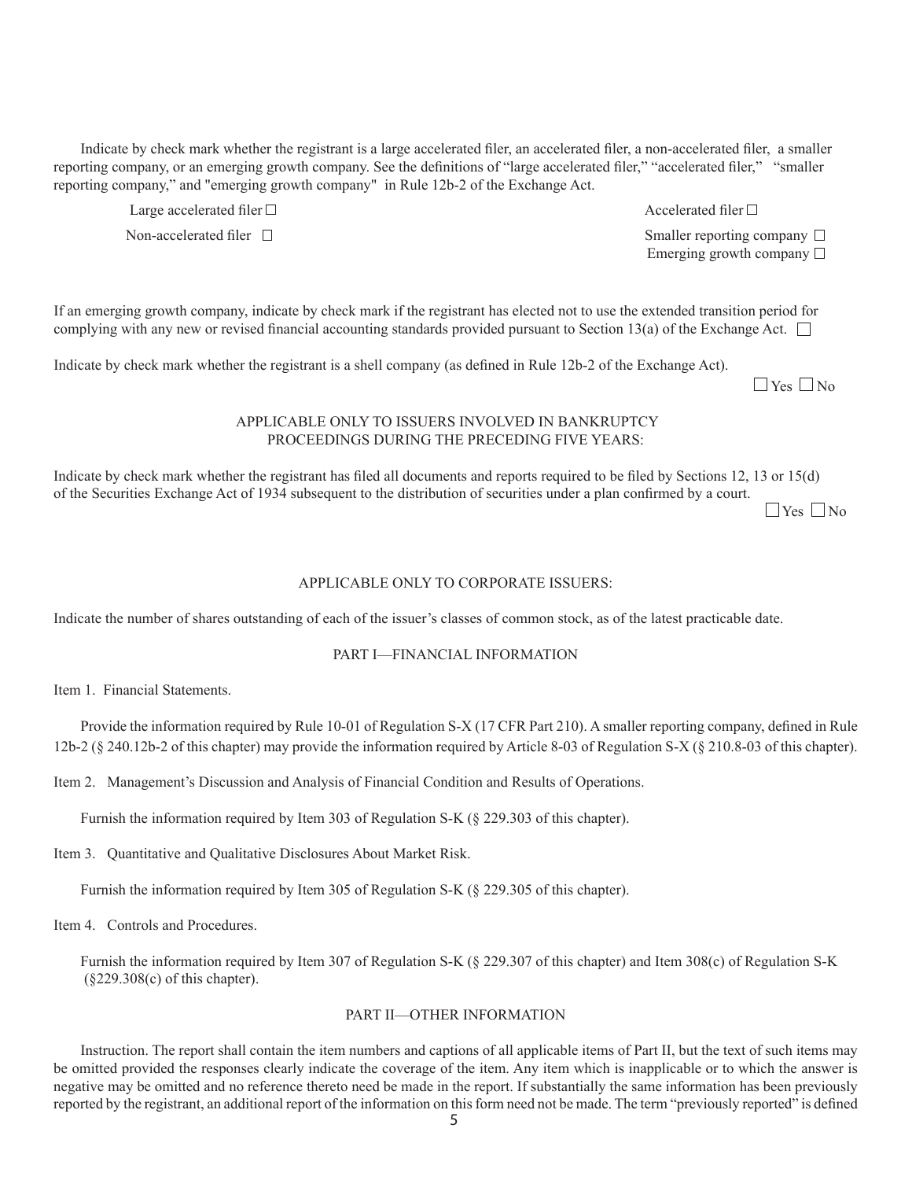Indicate by check mark whether the registrant is a large accelerated filer, an accelerated filer, a non-accelerated filer, a smaller reporting company, or an emerging growth company. See the definitions of "large accelerated filer," "accelerated filer," "smaller reporting company," and "emerging growth company" in Rule 12b-2 of the Exchange Act.

Large accelerated filer ☐ Accelerated filer ☐

Non-accelerated filer ☐ Smaller reporting company ☐

Emerging growth company ☐

If an emerging growth company, indicate by check mark if the registrant has elected not to use the extended transition period for complying with any new or revised financial accounting standards provided pursuant to Section 13(a) of the Exchange Act. ☐

Indicate by check mark whether the registrant is a shell company (as defined in Rule 12b-2 of the Exchange Act).

☐ Yes ☐ No

APPLICABLE ONLY TO ISSUERS INVOLVED IN BANKRUPTCY PROCEEDINGS DURING THE PRECEDING FIVE YEARS:

Indicate by check mark whether the registrant has filed all documents and reports required to be filed by Sections 12, 13 or 15(d) of the Securities Exchange Act of 1934 subsequent to the distribution of securities under a plan confirmed by a court.

☐ Yes ☐ No

APPLICABLE ONLY TO CORPORATE ISSUERS:

Indicate the number of shares outstanding of each of the issuer's classes of common stock, as of the latest practicable date.

PART I—FINANCIAL INFORMATION

Item 1. Financial Statements.

Provide the information required by Rule 10-01 of Regulation S-X (17 CFR Part 210). A smaller reporting company, defined in Rule 12b-2 (§ 240.12b-2 of this chapter) may provide the information required by Article 8-03 of Regulation S-X (§ 210.8-03 of this chapter).

Item 2. Management's Discussion and Analysis of Financial Condition and Results of Operations.

Furnish the information required by Item 303 of Regulation S-K (§ 229.303 of this chapter).

Item 3. Quantitative and Qualitative Disclosures About Market Risk.

Furnish the information required by Item 305 of Regulation S-K (§ 229.305 of this chapter).

Item 4. Controls and Procedures.

Furnish the information required by Item 307 of Regulation S-K (§ 229.307 of this chapter) and Item 308(c) of Regulation S-K (§229.308(c) of this chapter).

PART II—OTHER INFORMATION

Instruction. The report shall contain the item numbers and captions of all applicable items of Part II, but the text of such items may be omitted provided the responses clearly indicate the coverage of the item. Any item which is inapplicable or to which the answer is negative may be omitted and no reference thereto need be made in the report. If substantially the same information has been previously reported by the registrant, an additional report of the information on this form need not be made. The term "previously reported" is defined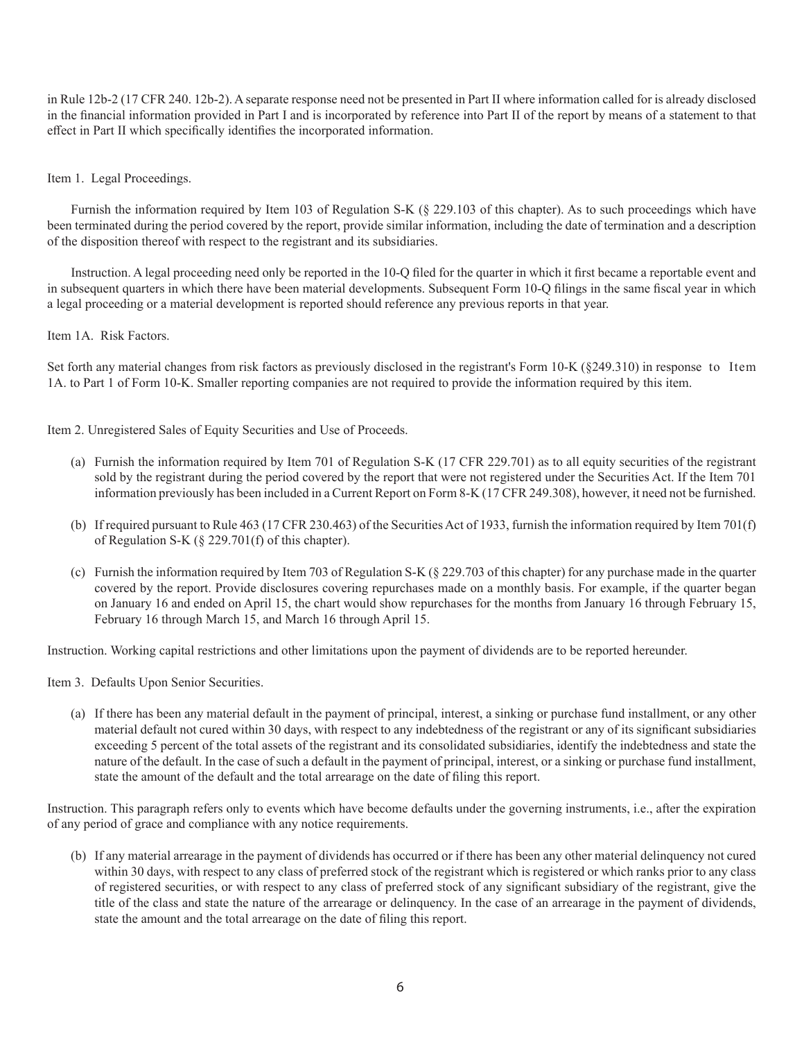in Rule 12b-2 (17 CFR 240. 12b-2). A separate response need not be presented in Part II where information called for is already disclosed in the financial information provided in Part I and is incorporated by reference into Part II of the report by means of a statement to that effect in Part II which specifically identifies the incorporated information.

Item 1. Legal Proceedings.

Furnish the information required by Item 103 of Regulation S-K (§ 229.103 of this chapter). As to such proceedings which have been terminated during the period covered by the report, provide similar information, including the date of termination and a description of the disposition thereof with respect to the registrant and its subsidiaries.

Instruction. A legal proceeding need only be reported in the 10-Q filed for the quarter in which it first became a reportable event and in subsequent quarters in which there have been material developments. Subsequent Form 10-Q filings in the same fiscal year in which a legal proceeding or a material development is reported should reference any previous reports in that year.

Item 1A. Risk Factors.

Set forth any material changes from risk factors as previously disclosed in the registrant's Form 10-K (§249.310) in response to Item 1A. to Part 1 of Form 10-K. Smaller reporting companies are not required to provide the information required by this item.

Item 2. Unregistered Sales of Equity Securities and Use of Proceeds.

(a) Furnish the information required by Item 701 of Regulation S-K (17 CFR 229.701) as to all equity securities of the registrant sold by the registrant during the period covered by the report that were not registered under the Securities Act. If the Item 701 information previously has been included in a Current Report on Form 8-K (17 CFR 249.308), however, it need not be furnished.

(b) If required pursuant to Rule 463 (17 CFR 230.463) of the Securities Act of 1933, furnish the information required by Item 701(f) of Regulation S-K (§ 229.701(f) of this chapter).

(c) Furnish the information required by Item 703 of Regulation S-K (§ 229.703 of this chapter) for any purchase made in the quarter covered by the report. Provide disclosures covering repurchases made on a monthly basis. For example, if the quarter began on January 16 and ended on April 15, the chart would show repurchases for the months from January 16 through February 15, February 16 through March 15, and March 16 through April 15.

Instruction. Working capital restrictions and other limitations upon the payment of dividends are to be reported hereunder.

Item 3. Defaults Upon Senior Securities.

(a) If there has been any material default in the payment of principal, interest, a sinking or purchase fund installment, or any other material default not cured within 30 days, with respect to any indebtedness of the registrant or any of its significant subsidiaries exceeding 5 percent of the total assets of the registrant and its consolidated subsidiaries, identify the indebtedness and state the nature of the default. In the case of such a default in the payment of principal, interest, or a sinking or purchase fund installment, state the amount of the default and the total arrearage on the date of filing this report.

Instruction. This paragraph refers only to events which have become defaults under the governing instruments, i.e., after the expiration of any period of grace and compliance with any notice requirements.

(b) If any material arrearage in the payment of dividends has occurred or if there has been any other material delinquency not cured within 30 days, with respect to any class of preferred stock of the registrant which is registered or which ranks prior to any class of registered securities, or with respect to any class of preferred stock of any significant subsidiary of the registrant, give the title of the class and state the nature of the arrearage or delinquency. In the case of an arrearage in the payment of dividends, state the amount and the total arrearage on the date of filing this report.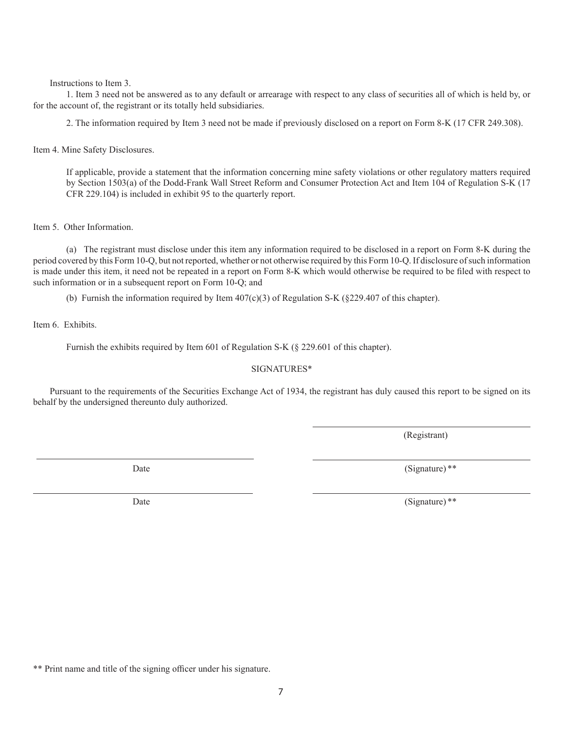Instructions to Item 3.

1. Item 3 need not be answered as to any default or arrearage with respect to any class of securities all of which is held by, or for the account of, the registrant or its totally held subsidiaries.

2. The information required by Item 3 need not be made if previously disclosed on a report on Form 8-K (17 CFR 249.308).

Item 4. Mine Safety Disclosures.

If applicable, provide a statement that the information concerning mine safety violations or other regulatory matters required by Section 1503(a) of the Dodd-Frank Wall Street Reform and Consumer Protection Act and Item 104 of Regulation S-K (17 CFR 229.104) is included in exhibit 95 to the quarterly report.

Item 5. Other Information.

(a) The registrant must disclose under this item any information required to be disclosed in a report on Form 8-K during the period covered by this Form 10-Q, but not reported, whether or not otherwise required by this Form 10-Q. If disclosure of such information is made under this item, it need not be repeated in a report on Form 8-K which would otherwise be required to be filed with respect to such information or in a subsequent report on Form 10-Q; and

(b) Furnish the information required by Item 407(c)(3) of Regulation S-K (§229.407 of this chapter).

Item 6. Exhibits.

Furnish the exhibits required by Item 601 of Regulation S-K (§ 229.601 of this chapter).

SIGNATURES*

Pursuant to the requirements of the Securities Exchange Act of 1934, the registrant has duly caused this report to be signed on its behalf by the undersigned thereunto duly authorized.

\_\_\_\_\_\_\_\_\_\_\_\_\_\_\_\_\_\_\_\_\_\_\_\_\_\_\_\_\_\_
(Registrant)

| | |
|---|---|
| \_\_\_\_\_\_\_\_\_\_\_\_\_\_\_\_\_\_\_\_ | \_\_\_\_\_\_\_\_\_\_\_\_\_\_\_\_\_\_\_\_ |
| Date | (Signature) ** |
| \_\_\_\_\_\_\_\_\_\_\_\_\_\_\_\_\_\_\_\_ | \_\_\_\_\_\_\_\_\_\_\_\_\_\_\_\_\_\_\_\_ |
| Date | (Signature) ** |

** Print name and title of the signing officer under his signature.